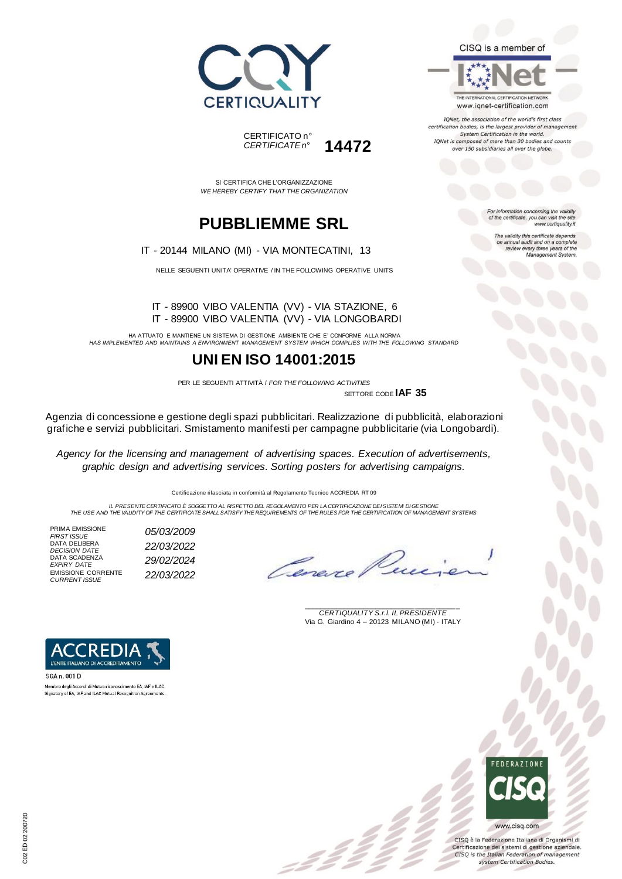CERTIQUALITY

CISQ is a member of

IQNet
THE INTERNATIONAL CERTIFICATION NETWORK
www.iqnet-certification.com

*IQNet, the association of the world's first class certification bodies, is the largest provider of management System Certification in the world. IQNet is composed of more than 30 bodies and counts over 150 subsidiaries all over the globe.*

CERTIFICATO n°
*CERTIFICATE n°* **14472**

*For information concerning the validity of the certificate, you can visit the site www.certiquality.it*

*The validity this certificate depends on annual audit and on a complete review every three years of the Management System.*

SI CERTIFICA CHE L'ORGANIZZAZIONE
*WE HEREBY CERTIFY THAT THE ORGANIZATION*

# PUBBLIEMME SRL

IT - 20144 MILANO (MI) - VIA MONTECATINI, 13

NELLE SEGUENTI UNITA' OPERATIVE / IN THE FOLLOWING OPERATIVE UNITS

IT - 89900 VIBO VALENTIA (VV) - VIA STAZIONE, 6
IT - 89900 VIBO VALENTIA (VV) - VIA LONGOBARDI

HA ATTUATO E MANTIENE UN SISTEMA DI GESTIONE AMBIENTE CHE E' CONFORME ALLA NORMA
*HAS IMPLEMENTED AND MAINTAINS A ENVIRONMENT MANAGEMENT SYSTEM WHICH COMPLIES WITH THE FOLLOWING STANDARD*

# UNI EN ISO 14001:2015

PER LE SEGUENTI ATTIVITÀ / *FOR THE FOLLOWING ACTIVITIES*

SETTORE CODE **IAF 35**

Agenzia di concessione e gestione degli spazi pubblicitari. Realizzazione di pubblicità, elaborazioni grafiche e servizi pubblicitari. Smistamento manifesti per campagne pubblicitarie (via Longobardi).

*Agency for the licensing and management of advertising spaces. Execution of advertisements, graphic design and advertising services. Sorting posters for advertising campaigns.*

Certificazione rilasciata in conformità al Regolamento Tecnico ACCREDIA RT 09

*IL PRESENTE CERTIFICATO È SOGGETTO AL RISPETTO DEL REGOLAMENTO PER LA CERTIFICAZIONE DEI SISTEMI DI GESTIONE*
*THE USE AND THE VALIDITY OF THE CERTIFICATE SHALL SATISFY THE REQUIREMENTS OF THE RULES FOR THE CERTIFICATION OF MANAGEMENT SYSTEMS*

| | |
|---|---|
| PRIMA EMISSIONE *FIRST ISSUE* | *05/03/2009* |
| DATA DELIBERA *DECISION DATE* | *22/03/2022* |
| DATA SCADENZA *EXPIRY DATE* | *29/02/2024* |
| EMISSIONE CORRENTE *CURRENT ISSUE* | *22/03/2022* |

*CERTIQUALITY S.r.l. IL PRESIDENTE*
Via G. Giardino 4 – 20123 MILANO (MI) - ITALY

ACCREDIA
L'ENTE ITALIANO DI ACCREDITAMENTO
SGA n. 001 D
Membro degli Accordi di Mutuo riconoscimento EA, IAF e ILAC
Signatory of EA, IAF and ILAC Mutual Recognition Agreements

FEDERAZIONE CISQ
www.cisq.com

CISQ è la Federazione Italiana di Organismi di Certificazione dei sistemi di gestione aziendale.
*CISQ is the Italian Federation of management system Certification Bodies.*

C02 ED 02 200720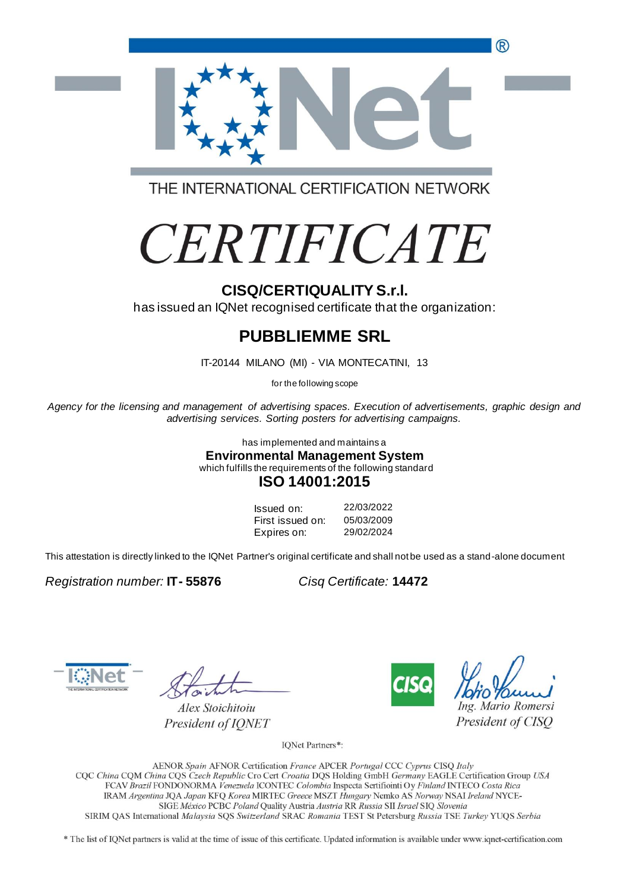THE INTERNATIONAL CERTIFICATION NETWORK

# CERTIFICATE

**CISQ/CERTIQUALITY S.r.l.**

has issued an IQNet recognised certificate that the organization:

## PUBBLIEMME SRL

IT-20144 MILANO (MI) - VIA MONTECATINI, 13

for the following scope

*Agency for the licensing and management of advertising spaces. Execution of advertisements, graphic design and advertising services. Sorting posters for advertising campaigns.*

has implemented and maintains a

**Environmental Management System**

which fulfills the requirements of the following standard

**ISO 14001:2015**

| | |
|---|---|
| Issued on: | 22/03/2022 |
| First issued on: | 05/03/2009 |
| Expires on: | 29/02/2024 |

This attestation is directly linked to the IQNet Partner's original certificate and shall not be used as a stand-alone document

*Registration number:* **IT- 55876** *Cisq Certificate:* **14472**

*Alex Stoichitoiu*
*President of IQNET*

*Ing. Mario Romersi*
*President of CISQ*

IQNet Partners*:

AENOR *Spain* AFNOR Certification *France* APCER *Portugal* CCC *Cyprus* CISQ *Italy*
CQC *China* CQM *China* CQS *Czech Republic* Cro Cert *Croatia* DQS Holding GmbH *Germany* EAGLE Certification Group *USA*
FCAV *Brazil* FONDONORMA *Venezuela* ICONTEC *Colombia* Inspecta Sertifiointi Oy *Finland* INTECO *Costa Rica*
IRAM *Argentina* JQA *Japan* KFQ *Korea* MIRTEC *Greece* MSZT *Hungary* Nemko AS *Norway* NSAI *Ireland* NYCE-SIGE *México* PCBC *Poland* Quality Austria *Austria* RR *Russia* SII *Israel* SIQ *Slovenia*
SIRIM QAS International *Malaysia* SQS *Switzerland* SRAC *Romania* TEST St Petersburg *Russia* TSE *Turkey* YUQS *Serbia*

\* The list of IQNet partners is valid at the time of issue of this certificate. Updated information is available under www.iqnet-certification.com